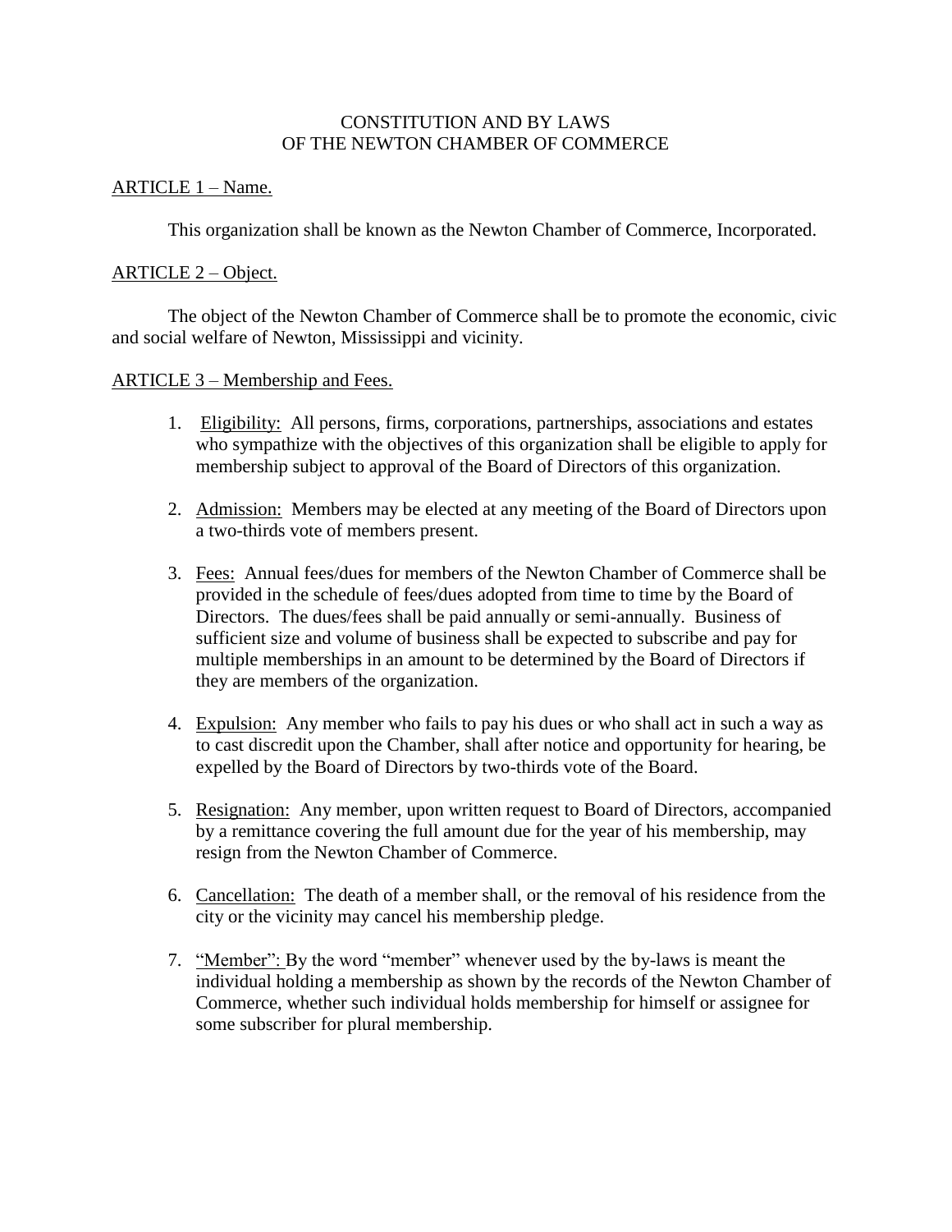# CONSTITUTION AND BY LAWS OF THE NEWTON CHAMBER OF COMMERCE

## ARTICLE 1 – Name.

This organization shall be known as the Newton Chamber of Commerce, Incorporated.

## ARTICLE 2 – Object.

The object of the Newton Chamber of Commerce shall be to promote the economic, civic and social welfare of Newton, Mississippi and vicinity.

## ARTICLE 3 – Membership and Fees.

1. Eligibility: All persons, firms, corporations, partnerships, associations and estates who sympathize with the objectives of this organization shall be eligible to apply for membership subject to approval of the Board of Directors of this organization.

2. Admission: Members may be elected at any meeting of the Board of Directors upon a two-thirds vote of members present.

3. Fees: Annual fees/dues for members of the Newton Chamber of Commerce shall be provided in the schedule of fees/dues adopted from time to time by the Board of Directors. The dues/fees shall be paid annually or semi-annually. Business of sufficient size and volume of business shall be expected to subscribe and pay for multiple memberships in an amount to be determined by the Board of Directors if they are members of the organization.

4. Expulsion: Any member who fails to pay his dues or who shall act in such a way as to cast discredit upon the Chamber, shall after notice and opportunity for hearing, be expelled by the Board of Directors by two-thirds vote of the Board.

5. Resignation: Any member, upon written request to Board of Directors, accompanied by a remittance covering the full amount due for the year of his membership, may resign from the Newton Chamber of Commerce.

6. Cancellation: The death of a member shall, or the removal of his residence from the city or the vicinity may cancel his membership pledge.

7. "Member": By the word "member" whenever used by the by-laws is meant the individual holding a membership as shown by the records of the Newton Chamber of Commerce, whether such individual holds membership for himself or assignee for some subscriber for plural membership.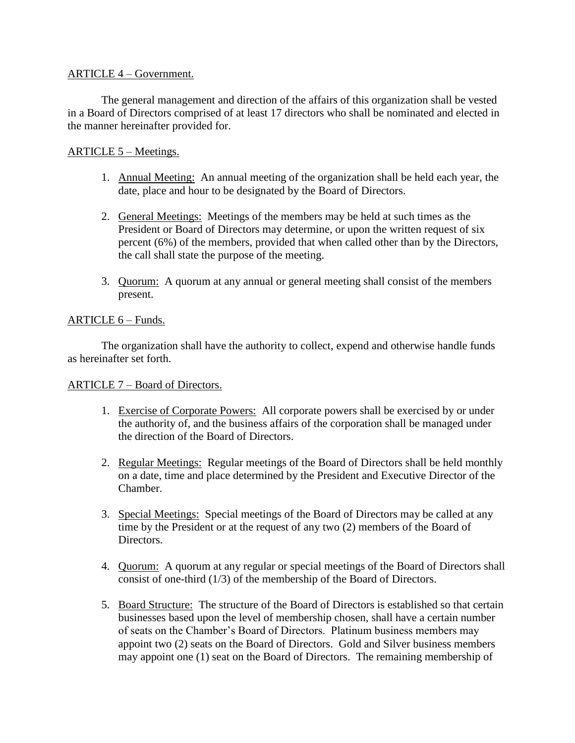ARTICLE 4 – Government.

The general management and direction of the affairs of this organization shall be vested in a Board of Directors comprised of at least 17 directors who shall be nominated and elected in the manner hereinafter provided for.

ARTICLE 5 – Meetings.

1. Annual Meeting: An annual meeting of the organization shall be held each year, the date, place and hour to be designated by the Board of Directors.

2. General Meetings: Meetings of the members may be held at such times as the President or Board of Directors may determine, or upon the written request of six percent (6%) of the members, provided that when called other than by the Directors, the call shall state the purpose of the meeting.

3. Quorum: A quorum at any annual or general meeting shall consist of the members present.

ARTICLE 6 – Funds.

The organization shall have the authority to collect, expend and otherwise handle funds as hereinafter set forth.

ARTICLE 7 – Board of Directors.

1. Exercise of Corporate Powers: All corporate powers shall be exercised by or under the authority of, and the business affairs of the corporation shall be managed under the direction of the Board of Directors.

2. Regular Meetings: Regular meetings of the Board of Directors shall be held monthly on a date, time and place determined by the President and Executive Director of the Chamber.

3. Special Meetings: Special meetings of the Board of Directors may be called at any time by the President or at the request of any two (2) members of the Board of Directors.

4. Quorum: A quorum at any regular or special meetings of the Board of Directors shall consist of one-third (1/3) of the membership of the Board of Directors.

5. Board Structure: The structure of the Board of Directors is established so that certain businesses based upon the level of membership chosen, shall have a certain number of seats on the Chamber's Board of Directors. Platinum business members may appoint two (2) seats on the Board of Directors. Gold and Silver business members may appoint one (1) seat on the Board of Directors. The remaining membership of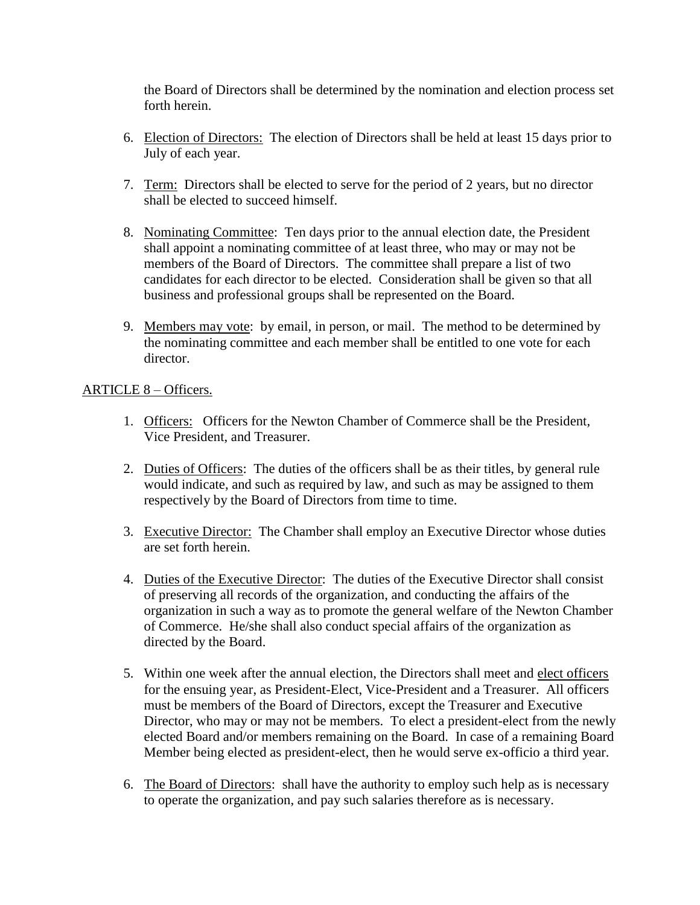the Board of Directors shall be determined by the nomination and election process set forth herein.

6. Election of Directors: The election of Directors shall be held at least 15 days prior to July of each year.

7. Term: Directors shall be elected to serve for the period of 2 years, but no director shall be elected to succeed himself.

8. Nominating Committee: Ten days prior to the annual election date, the President shall appoint a nominating committee of at least three, who may or may not be members of the Board of Directors. The committee shall prepare a list of two candidates for each director to be elected. Consideration shall be given so that all business and professional groups shall be represented on the Board.

9. Members may vote: by email, in person, or mail. The method to be determined by the nominating committee and each member shall be entitled to one vote for each director.

## ARTICLE 8 – Officers.

1. Officers: Officers for the Newton Chamber of Commerce shall be the President, Vice President, and Treasurer.

2. Duties of Officers: The duties of the officers shall be as their titles, by general rule would indicate, and such as required by law, and such as may be assigned to them respectively by the Board of Directors from time to time.

3. Executive Director: The Chamber shall employ an Executive Director whose duties are set forth herein.

4. Duties of the Executive Director: The duties of the Executive Director shall consist of preserving all records of the organization, and conducting the affairs of the organization in such a way as to promote the general welfare of the Newton Chamber of Commerce. He/she shall also conduct special affairs of the organization as directed by the Board.

5. Within one week after the annual election, the Directors shall meet and elect officers for the ensuing year, as President-Elect, Vice-President and a Treasurer. All officers must be members of the Board of Directors, except the Treasurer and Executive Director, who may or may not be members. To elect a president-elect from the newly elected Board and/or members remaining on the Board. In case of a remaining Board Member being elected as president-elect, then he would serve ex-officio a third year.

6. The Board of Directors: shall have the authority to employ such help as is necessary to operate the organization, and pay such salaries therefore as is necessary.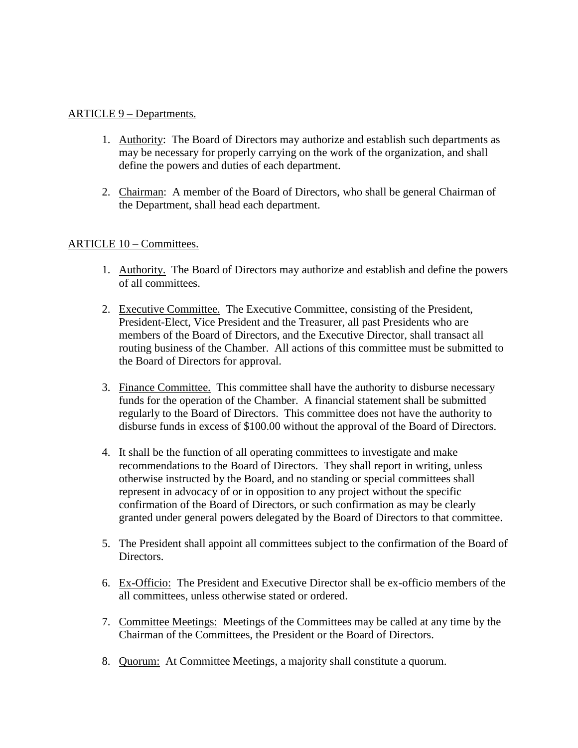## ARTICLE 9 – Departments.

1. Authority: The Board of Directors may authorize and establish such departments as may be necessary for properly carrying on the work of the organization, and shall define the powers and duties of each department.

2. Chairman: A member of the Board of Directors, who shall be general Chairman of the Department, shall head each department.

## ARTICLE 10 – Committees.

1. Authority. The Board of Directors may authorize and establish and define the powers of all committees.

2. Executive Committee. The Executive Committee, consisting of the President, President-Elect, Vice President and the Treasurer, all past Presidents who are members of the Board of Directors, and the Executive Director, shall transact all routing business of the Chamber. All actions of this committee must be submitted to the Board of Directors for approval.

3. Finance Committee. This committee shall have the authority to disburse necessary funds for the operation of the Chamber. A financial statement shall be submitted regularly to the Board of Directors. This committee does not have the authority to disburse funds in excess of $100.00 without the approval of the Board of Directors.

4. It shall be the function of all operating committees to investigate and make recommendations to the Board of Directors. They shall report in writing, unless otherwise instructed by the Board, and no standing or special committees shall represent in advocacy of or in opposition to any project without the specific confirmation of the Board of Directors, or such confirmation as may be clearly granted under general powers delegated by the Board of Directors to that committee.

5. The President shall appoint all committees subject to the confirmation of the Board of Directors.

6. Ex-Officio: The President and Executive Director shall be ex-officio members of the all committees, unless otherwise stated or ordered.

7. Committee Meetings: Meetings of the Committees may be called at any time by the Chairman of the Committees, the President or the Board of Directors.

8. Quorum: At Committee Meetings, a majority shall constitute a quorum.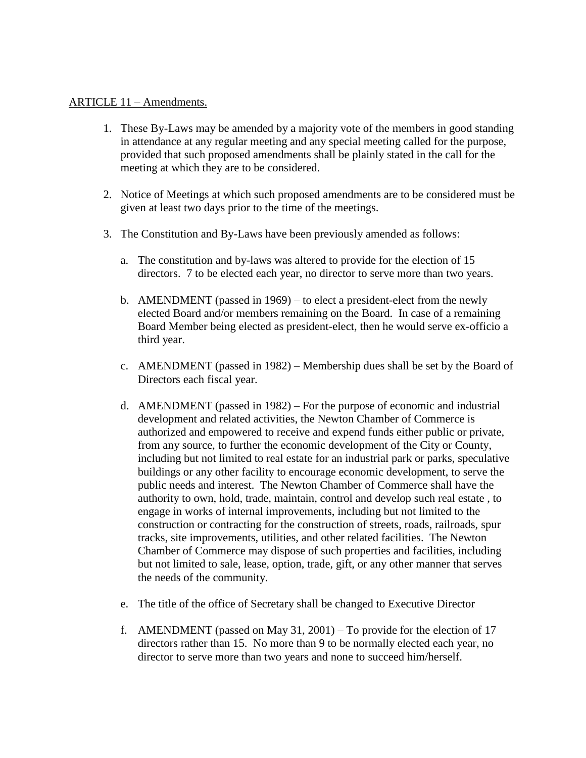ARTICLE 11 – Amendments.

1. These By-Laws may be amended by a majority vote of the members in good standing in attendance at any regular meeting and any special meeting called for the purpose, provided that such proposed amendments shall be plainly stated in the call for the meeting at which they are to be considered.

2. Notice of Meetings at which such proposed amendments are to be considered must be given at least two days prior to the time of the meetings.

3. The Constitution and By-Laws have been previously amended as follows:

   a. The constitution and by-laws was altered to provide for the election of 15 directors. 7 to be elected each year, no director to serve more than two years.

   b. AMENDMENT (passed in 1969) – to elect a president-elect from the newly elected Board and/or members remaining on the Board. In case of a remaining Board Member being elected as president-elect, then he would serve ex-officio a third year.

   c. AMENDMENT (passed in 1982) – Membership dues shall be set by the Board of Directors each fiscal year.

   d. AMENDMENT (passed in 1982) – For the purpose of economic and industrial development and related activities, the Newton Chamber of Commerce is authorized and empowered to receive and expend funds either public or private, from any source, to further the economic development of the City or County, including but not limited to real estate for an industrial park or parks, speculative buildings or any other facility to encourage economic development, to serve the public needs and interest. The Newton Chamber of Commerce shall have the authority to own, hold, trade, maintain, control and develop such real estate , to engage in works of internal improvements, including but not limited to the construction or contracting for the construction of streets, roads, railroads, spur tracks, site improvements, utilities, and other related facilities. The Newton Chamber of Commerce may dispose of such properties and facilities, including but not limited to sale, lease, option, trade, gift, or any other manner that serves the needs of the community.

   e. The title of the office of Secretary shall be changed to Executive Director

   f. AMENDMENT (passed on May 31, 2001) – To provide for the election of 17 directors rather than 15. No more than 9 to be normally elected each year, no director to serve more than two years and none to succeed him/herself.